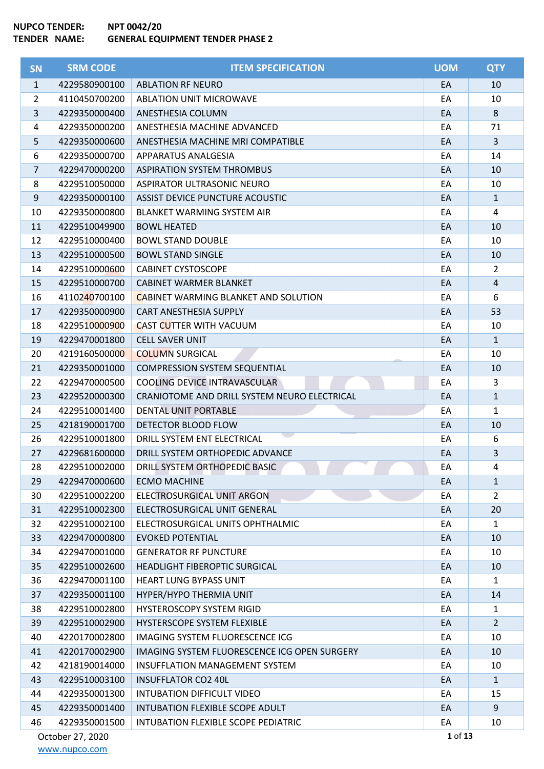**NUPCO TENDER:** NPT 0042/20

**TENDER NAME:** GENERAL EQUIPMENT TENDER PHASE 2

| SN | SRM CODE | ITEM SPECIFICATION | UOM | QTY |
|---|---|---|---|---|
| 1 | 4229580900100 | ABLATION RF NEURO | EA | 10 |
| 2 | 4110450700200 | ABLATION UNIT MICROWAVE | EA | 10 |
| 3 | 4229350000400 | ANESTHESIA COLUMN | EA | 8 |
| 4 | 4229350000200 | ANESTHESIA MACHINE ADVANCED | EA | 71 |
| 5 | 4229350000600 | ANESTHESIA MACHINE MRI COMPATIBLE | EA | 3 |
| 6 | 4229350000700 | APPARATUS ANALGESIA | EA | 14 |
| 7 | 4229470000200 | ASPIRATION SYSTEM THROMBUS | EA | 10 |
| 8 | 4229510050000 | ASPIRATOR ULTRASONIC NEURO | EA | 10 |
| 9 | 4229350000100 | ASSIST DEVICE PUNCTURE ACOUSTIC | EA | 1 |
| 10 | 4229350000800 | BLANKET WARMING SYSTEM AIR | EA | 4 |
| 11 | 4229510049900 | BOWL HEATED | EA | 10 |
| 12 | 4229510000400 | BOWL STAND DOUBLE | EA | 10 |
| 13 | 4229510000500 | BOWL STAND SINGLE | EA | 10 |
| 14 | 4229510000600 | CABINET CYSTOSCOPE | EA | 2 |
| 15 | 4229510000700 | CABINET WARMER BLANKET | EA | 4 |
| 16 | 4110240700100 | CABINET WARMING BLANKET AND SOLUTION | EA | 6 |
| 17 | 4229350000900 | CART ANESTHESIA SUPPLY | EA | 53 |
| 18 | 4229510000900 | CAST CUTTER WITH VACUUM | EA | 10 |
| 19 | 4229470001800 | CELL SAVER UNIT | EA | 1 |
| 20 | 4219160500000 | COLUMN SURGICAL | EA | 10 |
| 21 | 4229350001000 | COMPRESSION SYSTEM SEQUENTIAL | EA | 10 |
| 22 | 4229470000500 | COOLING DEVICE INTRAVASCULAR | EA | 3 |
| 23 | 4229520000300 | CRANIOTOME AND DRILL SYSTEM NEURO ELECTRICAL | EA | 1 |
| 24 | 4229510001400 | DENTAL UNIT PORTABLE | EA | 1 |
| 25 | 4218190001700 | DETECTOR BLOOD FLOW | EA | 10 |
| 26 | 4229510001800 | DRILL SYSTEM ENT ELECTRICAL | EA | 6 |
| 27 | 4229681600000 | DRILL SYSTEM ORTHOPEDIC ADVANCE | EA | 3 |
| 28 | 4229510002000 | DRILL SYSTEM ORTHOPEDIC BASIC | EA | 4 |
| 29 | 4229470000600 | ECMO MACHINE | EA | 1 |
| 30 | 4229510002200 | ELECTROSURGICAL UNIT ARGON | EA | 2 |
| 31 | 4229510002300 | ELECTROSURGICAL UNIT GENERAL | EA | 20 |
| 32 | 4229510002100 | ELECTROSURGICAL UNITS OPHTHALMIC | EA | 1 |
| 33 | 4229470000800 | EVOKED POTENTIAL | EA | 10 |
| 34 | 4229470001000 | GENERATOR RF PUNCTURE | EA | 10 |
| 35 | 4229510002600 | HEADLIGHT FIBEROPTIC SURGICAL | EA | 10 |
| 36 | 4229470001100 | HEART LUNG BYPASS UNIT | EA | 1 |
| 37 | 4229350001100 | HYPER/HYPO THERMIA UNIT | EA | 14 |
| 38 | 4229510002800 | HYSTEROSCOPY SYSTEM RIGID | EA | 1 |
| 39 | 4229510002900 | HYSTERSCOPE SYSTEM FLEXIBLE | EA | 2 |
| 40 | 4220170002800 | IMAGING SYSTEM FLUORESCENCE ICG | EA | 10 |
| 41 | 4220170002900 | IMAGING SYSTEM FLUORESCENCE ICG OPEN SURGERY | EA | 10 |
| 42 | 4218190014000 | INSUFFLATION MANAGEMENT SYSTEM | EA | 10 |
| 43 | 4229510003100 | INSUFFLATOR CO2 40L | EA | 1 |
| 44 | 4229350001300 | INTUBATION DIFFICULT VIDEO | EA | 15 |
| 45 | 4229350001400 | INTUBATION FLEXIBLE SCOPE ADULT | EA | 9 |
| 46 | 4229350001500 | INTUBATION FLEXIBLE SCOPE PEDIATRIC | EA | 10 |

October 27, 2020

www.nupco.com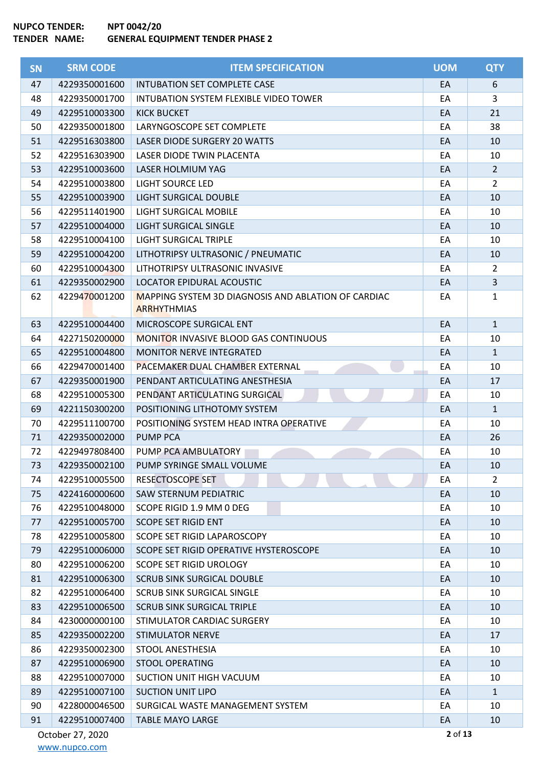**NUPCO TENDER:** NPT 0042/20
**TENDER NAME:** GENERAL EQUIPMENT TENDER PHASE 2

| SN | SRM CODE | ITEM SPECIFICATION | UOM | QTY |
|---|---|---|---|---|
| 47 | 4229350001600 | INTUBATION SET COMPLETE CASE | EA | 6 |
| 48 | 4229350001700 | INTUBATION SYSTEM FLEXIBLE VIDEO TOWER | EA | 3 |
| 49 | 4229510003300 | KICK BUCKET | EA | 21 |
| 50 | 4229350001800 | LARYNGOSCOPE SET COMPLETE | EA | 38 |
| 51 | 4229516303800 | LASER DIODE SURGERY 20 WATTS | EA | 10 |
| 52 | 4229516303900 | LASER DIODE TWIN PLACENTA | EA | 10 |
| 53 | 4229510003600 | LASER HOLMIUM YAG | EA | 2 |
| 54 | 4229510003800 | LIGHT SOURCE LED | EA | 2 |
| 55 | 4229510003900 | LIGHT SURGICAL DOUBLE | EA | 10 |
| 56 | 4229511401900 | LIGHT SURGICAL MOBILE | EA | 10 |
| 57 | 4229510004000 | LIGHT SURGICAL SINGLE | EA | 10 |
| 58 | 4229510004100 | LIGHT SURGICAL TRIPLE | EA | 10 |
| 59 | 4229510004200 | LITHOTRIPSY ULTRASONIC / PNEUMATIC | EA | 10 |
| 60 | 4229510004300 | LITHOTRIPSY ULTRASONIC INVASIVE | EA | 2 |
| 61 | 4229350002900 | LOCATOR EPIDURAL ACOUSTIC | EA | 3 |
| 62 | 4229470001200 | MAPPING SYSTEM 3D DIAGNOSIS AND ABLATION OF CARDIAC ARRHYTHMIAS | EA | 1 |
| 63 | 4229510004400 | MICROSCOPE SURGICAL ENT | EA | 1 |
| 64 | 4227150200000 | MONITOR INVASIVE BLOOD GAS CONTINUOUS | EA | 10 |
| 65 | 4229510004800 | MONITOR NERVE INTEGRATED | EA | 1 |
| 66 | 4229470001400 | PACEMAKER DUAL CHAMBER EXTERNAL | EA | 10 |
| 67 | 4229350001900 | PENDANT ARTICULATING ANESTHESIA | EA | 17 |
| 68 | 4229510005300 | PENDANT ARTICULATING SURGICAL | EA | 10 |
| 69 | 4221150300200 | POSITIONING LITHOTOMY SYSTEM | EA | 1 |
| 70 | 4229511100700 | POSITIONING SYSTEM HEAD INTRA OPERATIVE | EA | 10 |
| 71 | 4229350002000 | PUMP PCA | EA | 26 |
| 72 | 4229497808400 | PUMP PCA AMBULATORY | EA | 10 |
| 73 | 4229350002100 | PUMP SYRINGE SMALL VOLUME | EA | 10 |
| 74 | 4229510005500 | RESECTOSCOPE SET | EA | 2 |
| 75 | 4224160000600 | SAW STERNUM PEDIATRIC | EA | 10 |
| 76 | 4229510048000 | SCOPE RIGID 1.9 MM 0 DEG | EA | 10 |
| 77 | 4229510005700 | SCOPE SET RIGID ENT | EA | 10 |
| 78 | 4229510005800 | SCOPE SET RIGID LAPAROSCOPY | EA | 10 |
| 79 | 4229510006000 | SCOPE SET RIGID OPERATIVE HYSTEROSCOPE | EA | 10 |
| 80 | 4229510006200 | SCOPE SET RIGID UROLOGY | EA | 10 |
| 81 | 4229510006300 | SCRUB SINK SURGICAL DOUBLE | EA | 10 |
| 82 | 4229510006400 | SCRUB SINK SURGICAL SINGLE | EA | 10 |
| 83 | 4229510006500 | SCRUB SINK SURGICAL TRIPLE | EA | 10 |
| 84 | 4230000000100 | STIMULATOR CARDIAC SURGERY | EA | 10 |
| 85 | 4229350002200 | STIMULATOR NERVE | EA | 17 |
| 86 | 4229350002300 | STOOL ANESTHESIA | EA | 10 |
| 87 | 4229510006900 | STOOL OPERATING | EA | 10 |
| 88 | 4229510007000 | SUCTION UNIT HIGH VACUUM | EA | 10 |
| 89 | 4229510007100 | SUCTION UNIT LIPO | EA | 1 |
| 90 | 4228000046500 | SURGICAL WASTE MANAGEMENT SYSTEM | EA | 10 |
| 91 | 4229510007400 | TABLE MAYO LARGE | EA | 10 |

October 27, 2020
www.nupco.com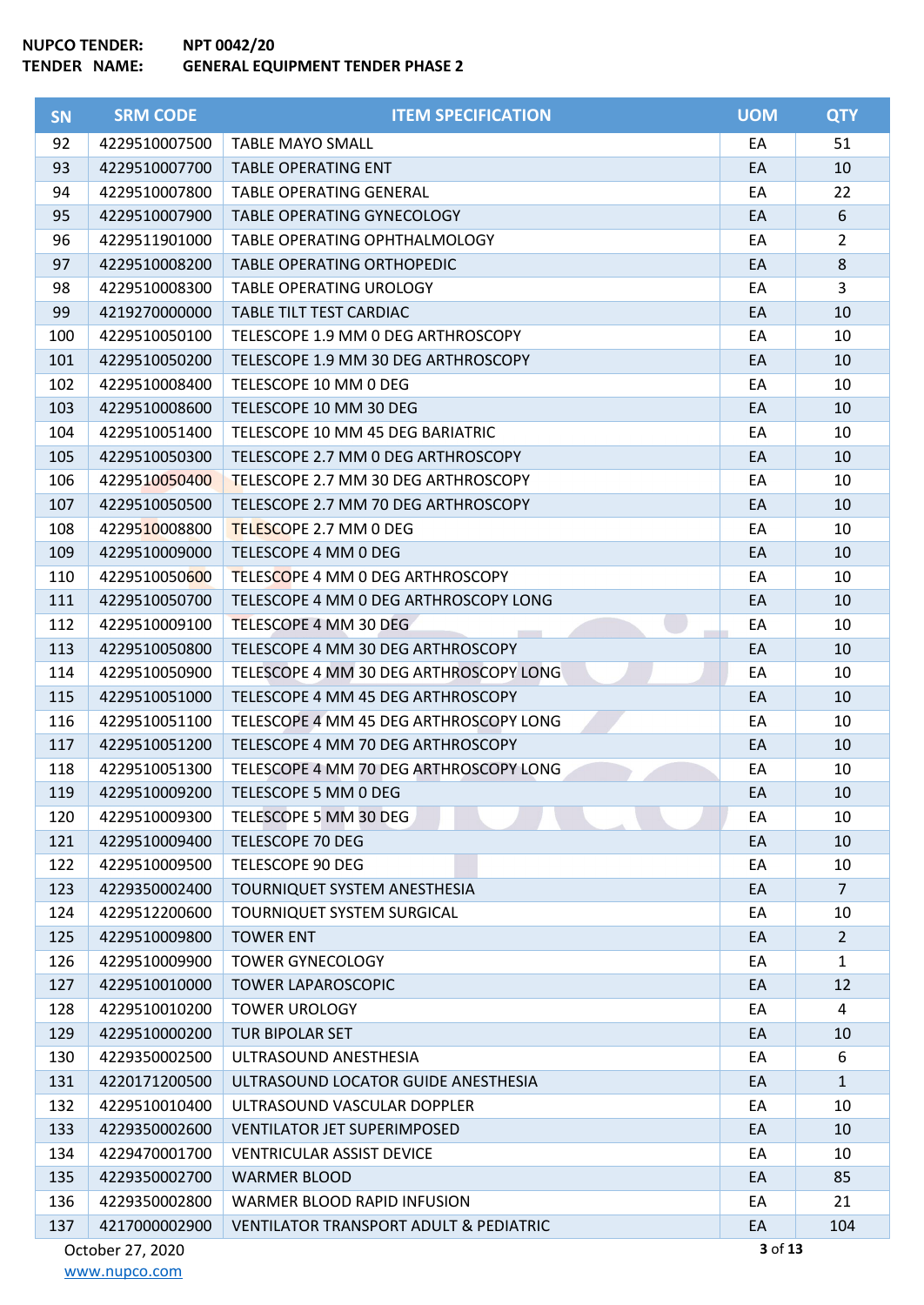**NUPCO TENDER:** NPT 0042/20
**TENDER NAME:** GENERAL EQUIPMENT TENDER PHASE 2

| SN | SRM CODE | ITEM SPECIFICATION | UOM | QTY |
|---|---|---|---|---|
| 92 | 4229510007500 | TABLE MAYO SMALL | EA | 51 |
| 93 | 4229510007700 | TABLE OPERATING ENT | EA | 10 |
| 94 | 4229510007800 | TABLE OPERATING GENERAL | EA | 22 |
| 95 | 4229510007900 | TABLE OPERATING GYNECOLOGY | EA | 6 |
| 96 | 4229511901000 | TABLE OPERATING OPHTHALMOLOGY | EA | 2 |
| 97 | 4229510008200 | TABLE OPERATING ORTHOPEDIC | EA | 8 |
| 98 | 4229510008300 | TABLE OPERATING UROLOGY | EA | 3 |
| 99 | 4219270000000 | TABLE TILT TEST CARDIAC | EA | 10 |
| 100 | 4229510050100 | TELESCOPE 1.9 MM 0 DEG ARTHROSCOPY | EA | 10 |
| 101 | 4229510050200 | TELESCOPE 1.9 MM 30 DEG ARTHROSCOPY | EA | 10 |
| 102 | 4229510008400 | TELESCOPE 10 MM 0 DEG | EA | 10 |
| 103 | 4229510008600 | TELESCOPE 10 MM 30 DEG | EA | 10 |
| 104 | 4229510051400 | TELESCOPE 10 MM 45 DEG BARIATRIC | EA | 10 |
| 105 | 4229510050300 | TELESCOPE 2.7 MM 0 DEG ARTHROSCOPY | EA | 10 |
| 106 | 4229510050400 | TELESCOPE 2.7 MM 30 DEG ARTHROSCOPY | EA | 10 |
| 107 | 4229510050500 | TELESCOPE 2.7 MM 70 DEG ARTHROSCOPY | EA | 10 |
| 108 | 4229510008800 | TELESCOPE 2.7 MM 0 DEG | EA | 10 |
| 109 | 4229510009000 | TELESCOPE 4 MM 0 DEG | EA | 10 |
| 110 | 4229510050600 | TELESCOPE 4 MM 0 DEG ARTHROSCOPY | EA | 10 |
| 111 | 4229510050700 | TELESCOPE 4 MM 0 DEG ARTHROSCOPY LONG | EA | 10 |
| 112 | 4229510009100 | TELESCOPE 4 MM 30 DEG | EA | 10 |
| 113 | 4229510050800 | TELESCOPE 4 MM 30 DEG ARTHROSCOPY | EA | 10 |
| 114 | 4229510050900 | TELESCOPE 4 MM 30 DEG ARTHROSCOPY LONG | EA | 10 |
| 115 | 4229510051000 | TELESCOPE 4 MM 45 DEG ARTHROSCOPY | EA | 10 |
| 116 | 4229510051100 | TELESCOPE 4 MM 45 DEG ARTHROSCOPY LONG | EA | 10 |
| 117 | 4229510051200 | TELESCOPE 4 MM 70 DEG ARTHROSCOPY | EA | 10 |
| 118 | 4229510051300 | TELESCOPE 4 MM 70 DEG ARTHROSCOPY LONG | EA | 10 |
| 119 | 4229510009200 | TELESCOPE 5 MM 0 DEG | EA | 10 |
| 120 | 4229510009300 | TELESCOPE 5 MM 30 DEG | EA | 10 |
| 121 | 4229510009400 | TELESCOPE 70 DEG | EA | 10 |
| 122 | 4229510009500 | TELESCOPE 90 DEG | EA | 10 |
| 123 | 4229350002400 | TOURNIQUET SYSTEM ANESTHESIA | EA | 7 |
| 124 | 4229512200600 | TOURNIQUET SYSTEM SURGICAL | EA | 10 |
| 125 | 4229510009800 | TOWER ENT | EA | 2 |
| 126 | 4229510009900 | TOWER GYNECOLOGY | EA | 1 |
| 127 | 4229510010000 | TOWER LAPAROSCOPIC | EA | 12 |
| 128 | 4229510010200 | TOWER UROLOGY | EA | 4 |
| 129 | 4229510000200 | TUR BIPOLAR SET | EA | 10 |
| 130 | 4229350002500 | ULTRASOUND ANESTHESIA | EA | 6 |
| 131 | 4220171200500 | ULTRASOUND LOCATOR GUIDE ANESTHESIA | EA | 1 |
| 132 | 4229510010400 | ULTRASOUND VASCULAR DOPPLER | EA | 10 |
| 133 | 4229350002600 | VENTILATOR JET SUPERIMPOSED | EA | 10 |
| 134 | 4229470001700 | VENTRICULAR ASSIST DEVICE | EA | 10 |
| 135 | 4229350002700 | WARMER BLOOD | EA | 85 |
| 136 | 4229350002800 | WARMER BLOOD RAPID INFUSION | EA | 21 |
| 137 | 4217000002900 | VENTILATOR TRANSPORT ADULT & PEDIATRIC | EA | 104 |

October 27, 2020
www.nupco.com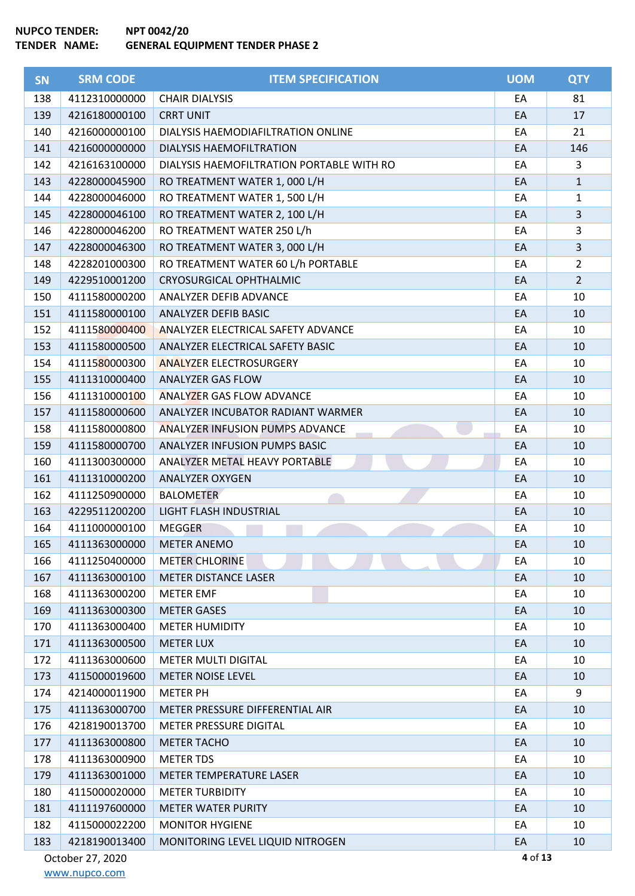**NUPCO TENDER:** NPT 0042/20
**TENDER NAME:** GENERAL EQUIPMENT TENDER PHASE 2

| SN | SRM CODE | ITEM SPECIFICATION | UOM | QTY |
|---|---|---|---|---|
| 138 | 4112310000000 | CHAIR DIALYSIS | EA | 81 |
| 139 | 4216180000100 | CRRT UNIT | EA | 17 |
| 140 | 4216000000100 | DIALYSIS HAEMODIAFILTRATION ONLINE | EA | 21 |
| 141 | 4216000000000 | DIALYSIS HAEMOFILTRATION | EA | 146 |
| 142 | 4216163100000 | DIALYSIS HAEMOFILTRATION PORTABLE WITH RO | EA | 3 |
| 143 | 4228000045900 | RO TREATMENT WATER 1, 000 L/H | EA | 1 |
| 144 | 4228000046000 | RO TREATMENT WATER 1, 500 L/H | EA | 1 |
| 145 | 4228000046100 | RO TREATMENT WATER 2, 100 L/H | EA | 3 |
| 146 | 4228000046200 | RO TREATMENT WATER 250 L/h | EA | 3 |
| 147 | 4228000046300 | RO TREATMENT WATER 3, 000 L/H | EA | 3 |
| 148 | 4228201000300 | RO TREATMENT WATER 60 L/h PORTABLE | EA | 2 |
| 149 | 4229510001200 | CRYOSURGICAL OPHTHALMIC | EA | 2 |
| 150 | 4111580000200 | ANALYZER DEFIB ADVANCE | EA | 10 |
| 151 | 4111580000100 | ANALYZER DEFIB BASIC | EA | 10 |
| 152 | 4111580000400 | ANALYZER ELECTRICAL SAFETY ADVANCE | EA | 10 |
| 153 | 4111580000500 | ANALYZER ELECTRICAL SAFETY BASIC | EA | 10 |
| 154 | 4111580000300 | ANALYZER ELECTROSURGERY | EA | 10 |
| 155 | 4111310000400 | ANALYZER GAS FLOW | EA | 10 |
| 156 | 4111310000100 | ANALYZER GAS FLOW ADVANCE | EA | 10 |
| 157 | 4111580000600 | ANALYZER INCUBATOR RADIANT WARMER | EA | 10 |
| 158 | 4111580000800 | ANALYZER INFUSION PUMPS ADVANCE | EA | 10 |
| 159 | 4111580000700 | ANALYZER INFUSION PUMPS BASIC | EA | 10 |
| 160 | 4111300300000 | ANALYZER METAL HEAVY PORTABLE | EA | 10 |
| 161 | 4111310000200 | ANALYZER OXYGEN | EA | 10 |
| 162 | 4111250900000 | BALOMETER | EA | 10 |
| 163 | 4229511200200 | LIGHT FLASH INDUSTRIAL | EA | 10 |
| 164 | 4111000000100 | MEGGER | EA | 10 |
| 165 | 4111363000000 | METER ANEMO | EA | 10 |
| 166 | 4111250400000 | METER CHLORINE | EA | 10 |
| 167 | 4111363000100 | METER DISTANCE LASER | EA | 10 |
| 168 | 4111363000200 | METER EMF | EA | 10 |
| 169 | 4111363000300 | METER GASES | EA | 10 |
| 170 | 4111363000400 | METER HUMIDITY | EA | 10 |
| 171 | 4111363000500 | METER LUX | EA | 10 |
| 172 | 4111363000600 | METER MULTI DIGITAL | EA | 10 |
| 173 | 4115000019600 | METER NOISE LEVEL | EA | 10 |
| 174 | 4214000011900 | METER PH | EA | 9 |
| 175 | 4111363000700 | METER PRESSURE DIFFERENTIAL AIR | EA | 10 |
| 176 | 4218190013700 | METER PRESSURE DIGITAL | EA | 10 |
| 177 | 4111363000800 | METER TACHO | EA | 10 |
| 178 | 4111363000900 | METER TDS | EA | 10 |
| 179 | 4111363001000 | METER TEMPERATURE LASER | EA | 10 |
| 180 | 4115000020000 | METER TURBIDITY | EA | 10 |
| 181 | 4111197600000 | METER WATER PURITY | EA | 10 |
| 182 | 4115000022200 | MONITOR HYGIENE | EA | 10 |
| 183 | 4218190013400 | MONITORING LEVEL LIQUID NITROGEN | EA | 10 |

October 27, 2020
www.nupco.com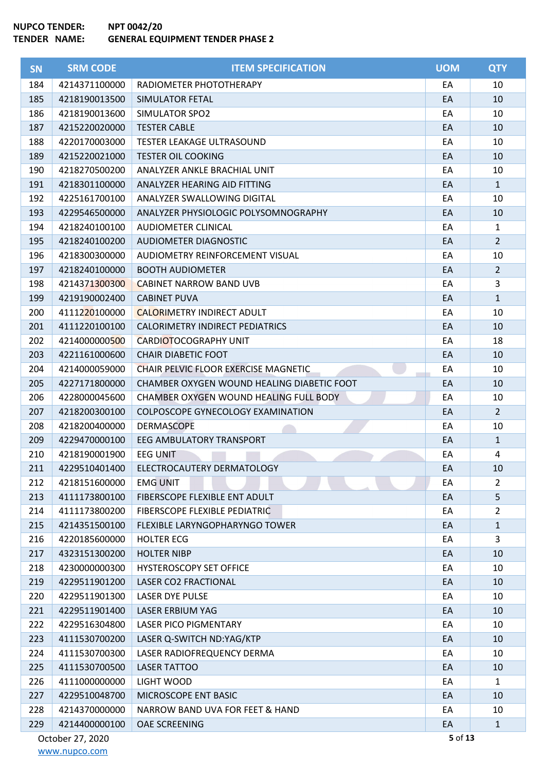**NUPCO TENDER:** NPT 0042/20
**TENDER NAME:** GENERAL EQUIPMENT TENDER PHASE 2

| SN | SRM CODE | ITEM SPECIFICATION | UOM | QTY |
|---|---|---|---|---|
| 184 | 4214371100000 | RADIOMETER PHOTOTHERAPY | EA | 10 |
| 185 | 4218190013500 | SIMULATOR FETAL | EA | 10 |
| 186 | 4218190013600 | SIMULATOR SPO2 | EA | 10 |
| 187 | 4215220020000 | TESTER CABLE | EA | 10 |
| 188 | 4220170003000 | TESTER LEAKAGE ULTRASOUND | EA | 10 |
| 189 | 4215220021000 | TESTER OIL COOKING | EA | 10 |
| 190 | 4218270500200 | ANALYZER ANKLE BRACHIAL UNIT | EA | 10 |
| 191 | 4218301100000 | ANALYZER HEARING AID FITTING | EA | 1 |
| 192 | 4225161700100 | ANALYZER SWALLOWING DIGITAL | EA | 10 |
| 193 | 4229546500000 | ANALYZER PHYSIOLOGIC POLYSOMNOGRAPHY | EA | 10 |
| 194 | 4218240100100 | AUDIOMETER CLINICAL | EA | 1 |
| 195 | 4218240100200 | AUDIOMETER DIAGNOSTIC | EA | 2 |
| 196 | 4218300300000 | AUDIOMETRY REINFORCEMENT VISUAL | EA | 10 |
| 197 | 4218240100000 | BOOTH AUDIOMETER | EA | 2 |
| 198 | 4214371300300 | CABINET NARROW BAND UVB | EA | 3 |
| 199 | 4219190002400 | CABINET PUVA | EA | 1 |
| 200 | 4111220100000 | CALORIMETRY INDIRECT ADULT | EA | 10 |
| 201 | 4111220100100 | CALORIMETRY INDIRECT PEDIATRICS | EA | 10 |
| 202 | 4214000000500 | CARDIOTOCOGRAPHY UNIT | EA | 18 |
| 203 | 4221161000600 | CHAIR DIABETIC FOOT | EA | 10 |
| 204 | 4214000059000 | CHAIR PELVIC FLOOR EXERCISE MAGNETIC | EA | 10 |
| 205 | 4227171800000 | CHAMBER OXYGEN WOUND HEALING DIABETIC FOOT | EA | 10 |
| 206 | 4228000045600 | CHAMBER OXYGEN WOUND HEALING FULL BODY | EA | 10 |
| 207 | 4218200300100 | COLPOSCOPE GYNECOLOGY EXAMINATION | EA | 2 |
| 208 | 4218200400000 | DERMASCOPE | EA | 10 |
| 209 | 4229470000100 | EEG AMBULATORY TRANSPORT | EA | 1 |
| 210 | 4218190001900 | EEG UNIT | EA | 4 |
| 211 | 4229510401400 | ELECTROCAUTERY DERMATOLOGY | EA | 10 |
| 212 | 4218151600000 | EMG UNIT | EA | 2 |
| 213 | 4111173800100 | FIBERSCOPE FLEXIBLE ENT ADULT | EA | 5 |
| 214 | 4111173800200 | FIBERSCOPE FLEXIBLE PEDIATRIC | EA | 2 |
| 215 | 4214351500100 | FLEXIBLE LARYNGOPHARYNGO TOWER | EA | 1 |
| 216 | 4220185600000 | HOLTER ECG | EA | 3 |
| 217 | 4323151300200 | HOLTER NIBP | EA | 10 |
| 218 | 4230000000300 | HYSTEROSCOPY SET OFFICE | EA | 10 |
| 219 | 4229511901200 | LASER CO2 FRACTIONAL | EA | 10 |
| 220 | 4229511901300 | LASER DYE PULSE | EA | 10 |
| 221 | 4229511901400 | LASER ERBIUM YAG | EA | 10 |
| 222 | 4229516304800 | LASER PICO PIGMENTARY | EA | 10 |
| 223 | 4111530700200 | LASER Q-SWITCH ND:YAG/KTP | EA | 10 |
| 224 | 4111530700300 | LASER RADIOFREQUENCY DERMA | EA | 10 |
| 225 | 4111530700500 | LASER TATTOO | EA | 10 |
| 226 | 4111000000000 | LIGHT WOOD | EA | 1 |
| 227 | 4229510048700 | MICROSCOPE ENT BASIC | EA | 10 |
| 228 | 4214370000000 | NARROW BAND UVA FOR FEET & HAND | EA | 10 |
| 229 | 4214400000100 | OAE SCREENING | EA | 1 |

October 27, 2020
www.nupco.com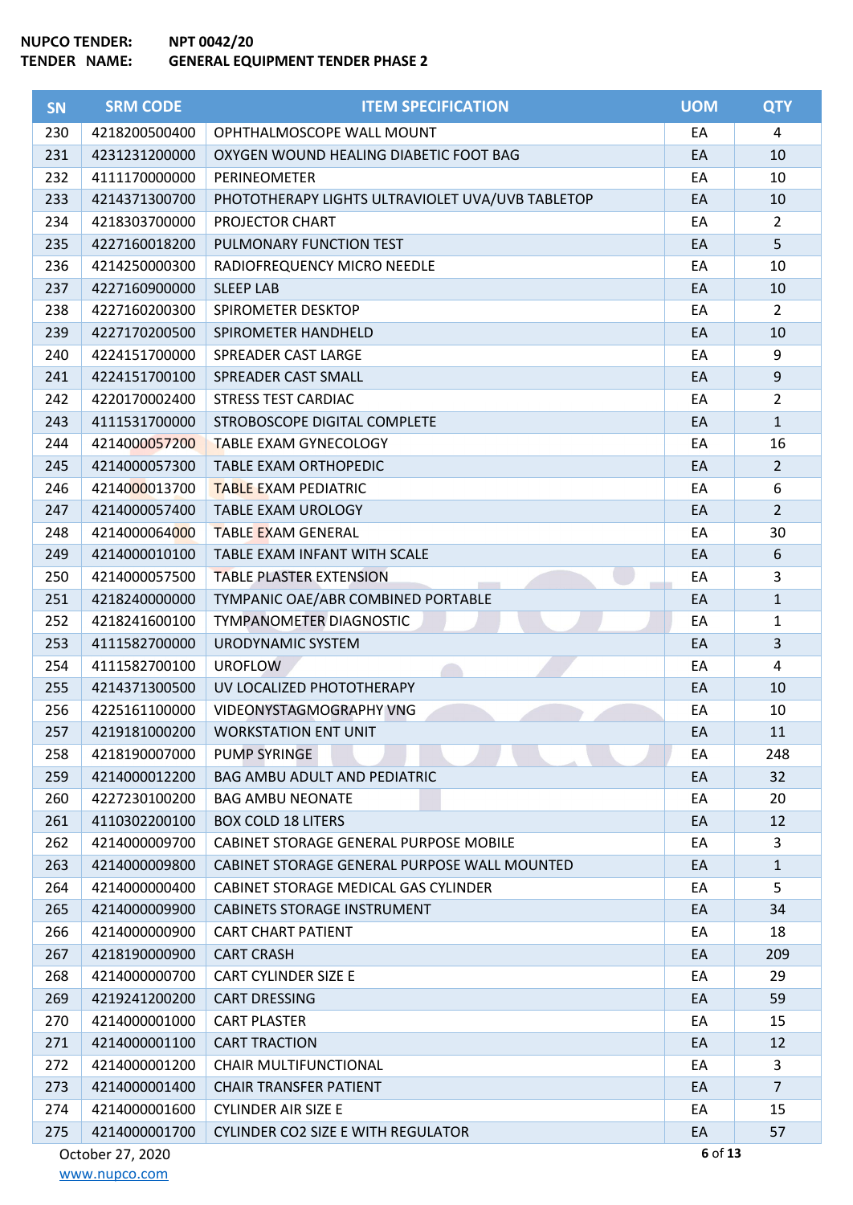**NUPCO TENDER:** NPT 0042/20
**TENDER NAME:** GENERAL EQUIPMENT TENDER PHASE 2

| SN | SRM CODE | ITEM SPECIFICATION | UOM | QTY |
|---|---|---|---|---|
| 230 | 4218200500400 | OPHTHALMOSCOPE WALL MOUNT | EA | 4 |
| 231 | 4231231200000 | OXYGEN WOUND HEALING DIABETIC FOOT BAG | EA | 10 |
| 232 | 4111170000000 | PERINEOMETER | EA | 10 |
| 233 | 4214371300700 | PHOTOTHERAPY LIGHTS ULTRAVIOLET UVA/UVB TABLETOP | EA | 10 |
| 234 | 4218303700000 | PROJECTOR CHART | EA | 2 |
| 235 | 4227160018200 | PULMONARY FUNCTION TEST | EA | 5 |
| 236 | 4214250000300 | RADIOFREQUENCY MICRO NEEDLE | EA | 10 |
| 237 | 4227160900000 | SLEEP LAB | EA | 10 |
| 238 | 4227160200300 | SPIROMETER DESKTOP | EA | 2 |
| 239 | 4227170200500 | SPIROMETER HANDHELD | EA | 10 |
| 240 | 4224151700000 | SPREADER CAST LARGE | EA | 9 |
| 241 | 4224151700100 | SPREADER CAST SMALL | EA | 9 |
| 242 | 4220170002400 | STRESS TEST CARDIAC | EA | 2 |
| 243 | 4111531700000 | STROBOSCOPE DIGITAL COMPLETE | EA | 1 |
| 244 | 4214000057200 | TABLE EXAM GYNECOLOGY | EA | 16 |
| 245 | 4214000057300 | TABLE EXAM ORTHOPEDIC | EA | 2 |
| 246 | 4214000013700 | TABLE EXAM PEDIATRIC | EA | 6 |
| 247 | 4214000057400 | TABLE EXAM UROLOGY | EA | 2 |
| 248 | 4214000064000 | TABLE EXAM GENERAL | EA | 30 |
| 249 | 4214000010100 | TABLE EXAM INFANT WITH SCALE | EA | 6 |
| 250 | 4214000057500 | TABLE PLASTER EXTENSION | EA | 3 |
| 251 | 4218240000000 | TYMPANIC OAE/ABR COMBINED PORTABLE | EA | 1 |
| 252 | 4218241600100 | TYMPANOMETER DIAGNOSTIC | EA | 1 |
| 253 | 4111582700000 | URODYNAMIC SYSTEM | EA | 3 |
| 254 | 4111582700100 | UROFLOW | EA | 4 |
| 255 | 4214371300500 | UV LOCALIZED PHOTOTHERAPY | EA | 10 |
| 256 | 4225161100000 | VIDEONYSTAGMOGRAPHY VNG | EA | 10 |
| 257 | 4219181000200 | WORKSTATION ENT UNIT | EA | 11 |
| 258 | 4218190007000 | PUMP SYRINGE | EA | 248 |
| 259 | 4214000012200 | BAG AMBU ADULT AND PEDIATRIC | EA | 32 |
| 260 | 4227230100200 | BAG AMBU NEONATE | EA | 20 |
| 261 | 4110302200100 | BOX COLD 18 LITERS | EA | 12 |
| 262 | 4214000009700 | CABINET STORAGE GENERAL PURPOSE MOBILE | EA | 3 |
| 263 | 4214000009800 | CABINET STORAGE GENERAL PURPOSE WALL MOUNTED | EA | 1 |
| 264 | 4214000000400 | CABINET STORAGE MEDICAL GAS CYLINDER | EA | 5 |
| 265 | 4214000009900 | CABINETS STORAGE INSTRUMENT | EA | 34 |
| 266 | 4214000000900 | CART CHART PATIENT | EA | 18 |
| 267 | 4218190000900 | CART CRASH | EA | 209 |
| 268 | 4214000000700 | CART CYLINDER SIZE E | EA | 29 |
| 269 | 4219241200200 | CART DRESSING | EA | 59 |
| 270 | 4214000001000 | CART PLASTER | EA | 15 |
| 271 | 4214000001100 | CART TRACTION | EA | 12 |
| 272 | 4214000001200 | CHAIR MULTIFUNCTIONAL | EA | 3 |
| 273 | 4214000001400 | CHAIR TRANSFER PATIENT | EA | 7 |
| 274 | 4214000001600 | CYLINDER AIR SIZE E | EA | 15 |
| 275 | 4214000001700 | CYLINDER CO2 SIZE E WITH REGULATOR | EA | 57 |

October 27, 2020

www.nupco.com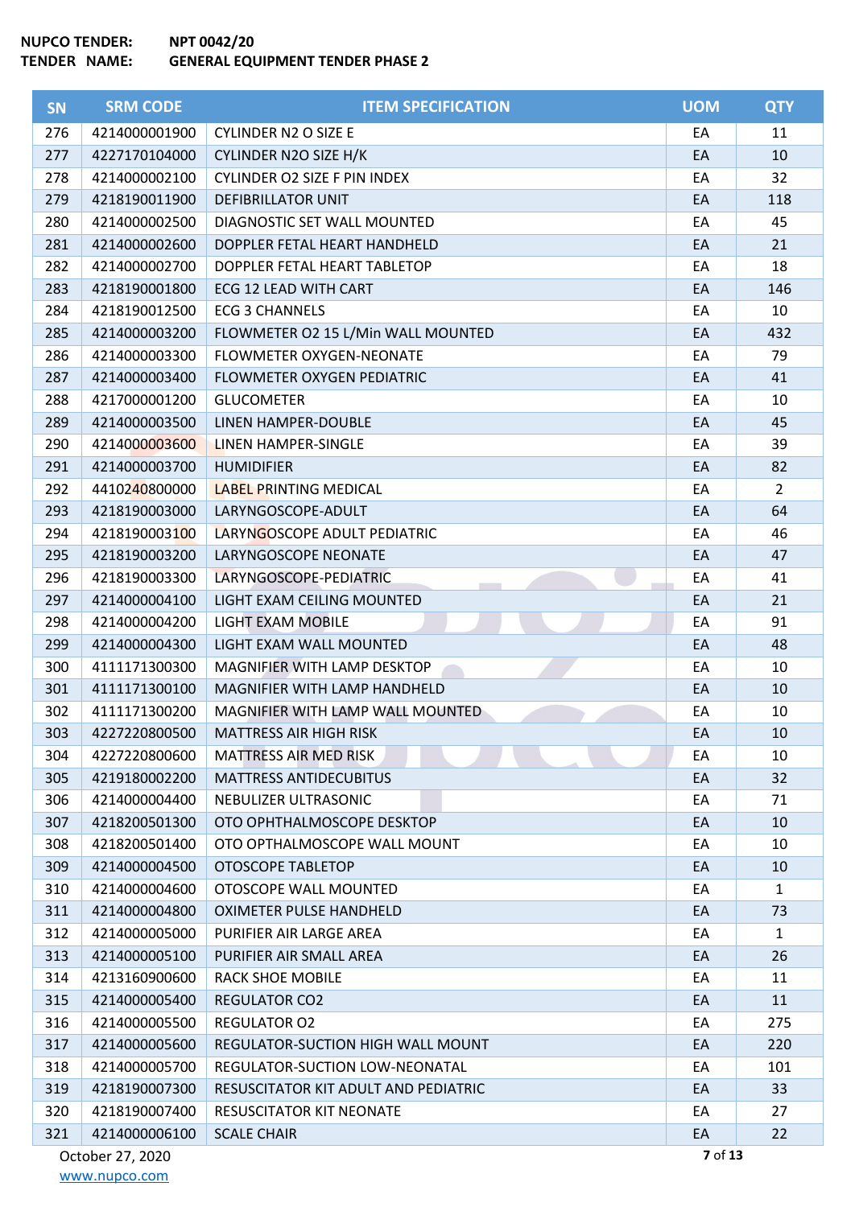**NUPCO TENDER:** NPT 0042/20
**TENDER NAME:** GENERAL EQUIPMENT TENDER PHASE 2

| SN | SRM CODE | ITEM SPECIFICATION | UOM | QTY |
|---|---|---|---|---|
| 276 | 4214000001900 | CYLINDER N2 O SIZE E | EA | 11 |
| 277 | 4227170104000 | CYLINDER N2O SIZE H/K | EA | 10 |
| 278 | 4214000002100 | CYLINDER O2 SIZE F PIN INDEX | EA | 32 |
| 279 | 4218190011900 | DEFIBRILLATOR UNIT | EA | 118 |
| 280 | 4214000002500 | DIAGNOSTIC SET WALL MOUNTED | EA | 45 |
| 281 | 4214000002600 | DOPPLER FETAL HEART HANDHELD | EA | 21 |
| 282 | 4214000002700 | DOPPLER FETAL HEART TABLETOP | EA | 18 |
| 283 | 4218190001800 | ECG 12 LEAD WITH CART | EA | 146 |
| 284 | 4218190012500 | ECG 3 CHANNELS | EA | 10 |
| 285 | 4214000003200 | FLOWMETER O2 15 L/Min WALL MOUNTED | EA | 432 |
| 286 | 4214000003300 | FLOWMETER OXYGEN-NEONATE | EA | 79 |
| 287 | 4214000003400 | FLOWMETER OXYGEN PEDIATRIC | EA | 41 |
| 288 | 4217000001200 | GLUCOMETER | EA | 10 |
| 289 | 4214000003500 | LINEN HAMPER-DOUBLE | EA | 45 |
| 290 | 4214000003600 | LINEN HAMPER-SINGLE | EA | 39 |
| 291 | 4214000003700 | HUMIDIFIER | EA | 82 |
| 292 | 4410240800000 | LABEL PRINTING MEDICAL | EA | 2 |
| 293 | 4218190003000 | LARYNGOSCOPE-ADULT | EA | 64 |
| 294 | 4218190003100 | LARYNGOSCOPE ADULT PEDIATRIC | EA | 46 |
| 295 | 4218190003200 | LARYNGOSCOPE NEONATE | EA | 47 |
| 296 | 4218190003300 | LARYNGOSCOPE-PEDIATRIC | EA | 41 |
| 297 | 4214000004100 | LIGHT EXAM CEILING MOUNTED | EA | 21 |
| 298 | 4214000004200 | LIGHT EXAM MOBILE | EA | 91 |
| 299 | 4214000004300 | LIGHT EXAM WALL MOUNTED | EA | 48 |
| 300 | 4111171300300 | MAGNIFIER WITH LAMP DESKTOP | EA | 10 |
| 301 | 4111171300100 | MAGNIFIER WITH LAMP HANDHELD | EA | 10 |
| 302 | 4111171300200 | MAGNIFIER WITH LAMP WALL MOUNTED | EA | 10 |
| 303 | 4227220800500 | MATTRESS AIR HIGH RISK | EA | 10 |
| 304 | 4227220800600 | MATTRESS AIR MED RISK | EA | 10 |
| 305 | 4219180002200 | MATTRESS ANTIDECUBITUS | EA | 32 |
| 306 | 4214000004400 | NEBULIZER ULTRASONIC | EA | 71 |
| 307 | 4218200501300 | OTO OPHTHALMOSCOPE DESKTOP | EA | 10 |
| 308 | 4218200501400 | OTO OPTHALMOSCOPE WALL MOUNT | EA | 10 |
| 309 | 4214000004500 | OTOSCOPE TABLETOP | EA | 10 |
| 310 | 4214000004600 | OTOSCOPE WALL MOUNTED | EA | 1 |
| 311 | 4214000004800 | OXIMETER PULSE HANDHELD | EA | 73 |
| 312 | 4214000005000 | PURIFIER AIR LARGE AREA | EA | 1 |
| 313 | 4214000005100 | PURIFIER AIR SMALL AREA | EA | 26 |
| 314 | 4213160900600 | RACK SHOE MOBILE | EA | 11 |
| 315 | 4214000005400 | REGULATOR CO2 | EA | 11 |
| 316 | 4214000005500 | REGULATOR O2 | EA | 275 |
| 317 | 4214000005600 | REGULATOR-SUCTION HIGH WALL MOUNT | EA | 220 |
| 318 | 4214000005700 | REGULATOR-SUCTION LOW-NEONATAL | EA | 101 |
| 319 | 4218190007300 | RESUSCITATOR KIT ADULT AND PEDIATRIC | EA | 33 |
| 320 | 4218190007400 | RESUSCITATOR KIT NEONATE | EA | 27 |
| 321 | 4214000006100 | SCALE CHAIR | EA | 22 |

October 27, 2020
www.nupco.com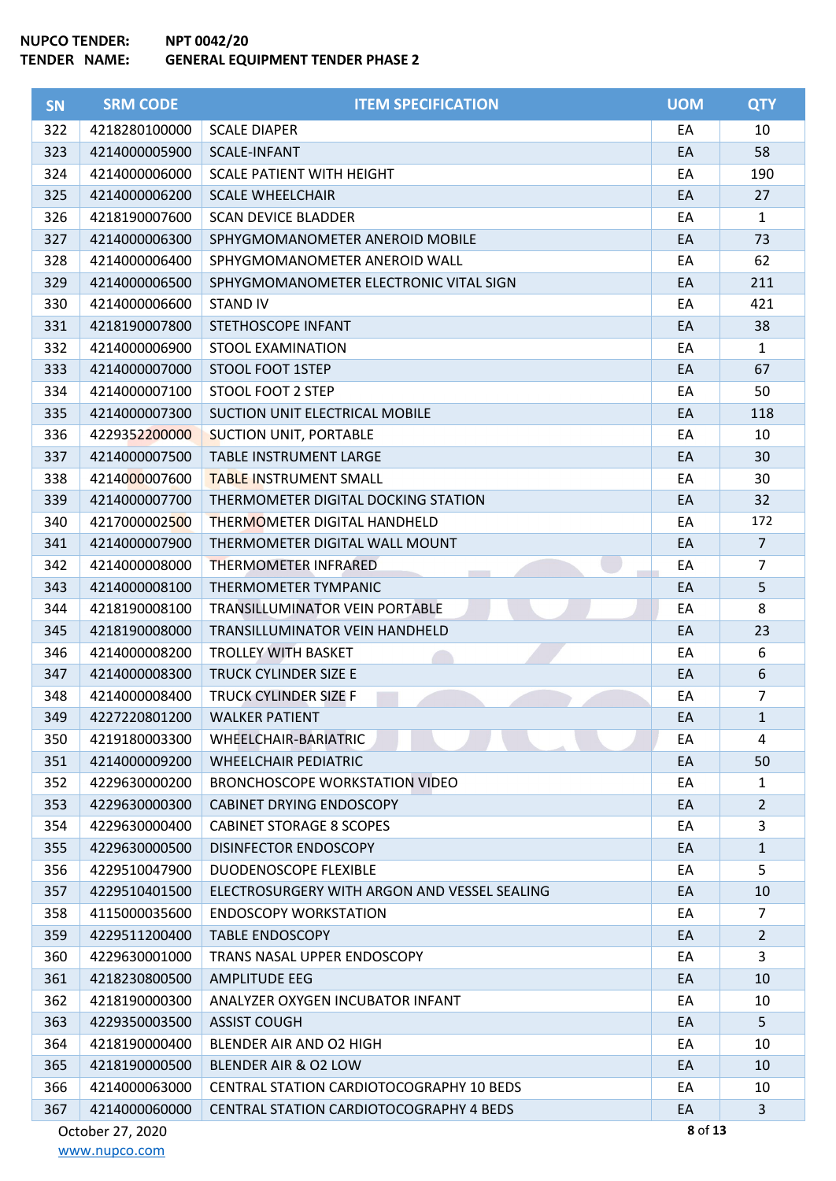**NUPCO TENDER:** **NPT 0042/20**
**TENDER NAME:** **GENERAL EQUIPMENT TENDER PHASE 2**

| SN | SRM CODE | ITEM SPECIFICATION | UOM | QTY |
|---|---|---|---|---|
| 322 | 4218280100000 | SCALE DIAPER | EA | 10 |
| 323 | 4214000005900 | SCALE-INFANT | EA | 58 |
| 324 | 4214000006000 | SCALE PATIENT WITH HEIGHT | EA | 190 |
| 325 | 4214000006200 | SCALE WHEELCHAIR | EA | 27 |
| 326 | 4218190007600 | SCAN DEVICE BLADDER | EA | 1 |
| 327 | 4214000006300 | SPHYGMOMANOMETER ANEROID MOBILE | EA | 73 |
| 328 | 4214000006400 | SPHYGMOMANOMETER ANEROID WALL | EA | 62 |
| 329 | 4214000006500 | SPHYGMOMANOMETER ELECTRONIC VITAL SIGN | EA | 211 |
| 330 | 4214000006600 | STAND IV | EA | 421 |
| 331 | 4218190007800 | STETHOSCOPE INFANT | EA | 38 |
| 332 | 4214000006900 | STOOL EXAMINATION | EA | 1 |
| 333 | 4214000007000 | STOOL FOOT 1STEP | EA | 67 |
| 334 | 4214000007100 | STOOL FOOT 2 STEP | EA | 50 |
| 335 | 4214000007300 | SUCTION UNIT ELECTRICAL MOBILE | EA | 118 |
| 336 | 4229352200000 | SUCTION UNIT, PORTABLE | EA | 10 |
| 337 | 4214000007500 | TABLE INSTRUMENT LARGE | EA | 30 |
| 338 | 4214000007600 | TABLE INSTRUMENT SMALL | EA | 30 |
| 339 | 4214000007700 | THERMOMETER DIGITAL DOCKING STATION | EA | 32 |
| 340 | 4217000002500 | THERMOMETER DIGITAL HANDHELD | EA | 172 |
| 341 | 4214000007900 | THERMOMETER DIGITAL WALL MOUNT | EA | 7 |
| 342 | 4214000008000 | THERMOMETER INFRARED | EA | 7 |
| 343 | 4214000008100 | THERMOMETER TYMPANIC | EA | 5 |
| 344 | 4218190008100 | TRANSILLUMINATOR VEIN PORTABLE | EA | 8 |
| 345 | 4218190008000 | TRANSILLUMINATOR VEIN HANDHELD | EA | 23 |
| 346 | 4214000008200 | TROLLEY WITH BASKET | EA | 6 |
| 347 | 4214000008300 | TRUCK CYLINDER SIZE E | EA | 6 |
| 348 | 4214000008400 | TRUCK CYLINDER SIZE F | EA | 7 |
| 349 | 4227220801200 | WALKER PATIENT | EA | 1 |
| 350 | 4219180003300 | WHEELCHAIR-BARIATRIC | EA | 4 |
| 351 | 4214000009200 | WHEELCHAIR PEDIATRIC | EA | 50 |
| 352 | 4229630000200 | BRONCHOSCOPE WORKSTATION VIDEO | EA | 1 |
| 353 | 4229630000300 | CABINET DRYING ENDOSCOPY | EA | 2 |
| 354 | 4229630000400 | CABINET STORAGE 8 SCOPES | EA | 3 |
| 355 | 4229630000500 | DISINFECTOR ENDOSCOPY | EA | 1 |
| 356 | 4229510047900 | DUODENOSCOPE FLEXIBLE | EA | 5 |
| 357 | 4229510401500 | ELECTROSURGERY WITH ARGON AND VESSEL SEALING | EA | 10 |
| 358 | 4115000035600 | ENDOSCOPY WORKSTATION | EA | 7 |
| 359 | 4229511200400 | TABLE ENDOSCOPY | EA | 2 |
| 360 | 4229630001000 | TRANS NASAL UPPER ENDOSCOPY | EA | 3 |
| 361 | 4218230800500 | AMPLITUDE EEG | EA | 10 |
| 362 | 4218190000300 | ANALYZER OXYGEN INCUBATOR INFANT | EA | 10 |
| 363 | 4229350003500 | ASSIST COUGH | EA | 5 |
| 364 | 4218190000400 | BLENDER AIR AND O2 HIGH | EA | 10 |
| 365 | 4218190000500 | BLENDER AIR & O2 LOW | EA | 10 |
| 366 | 4214000063000 | CENTRAL STATION CARDIOTOCOGRAPHY 10 BEDS | EA | 10 |
| 367 | 4214000060000 | CENTRAL STATION CARDIOTOCOGRAPHY 4 BEDS | EA | 3 |

October 27, 2020
www.nupco.com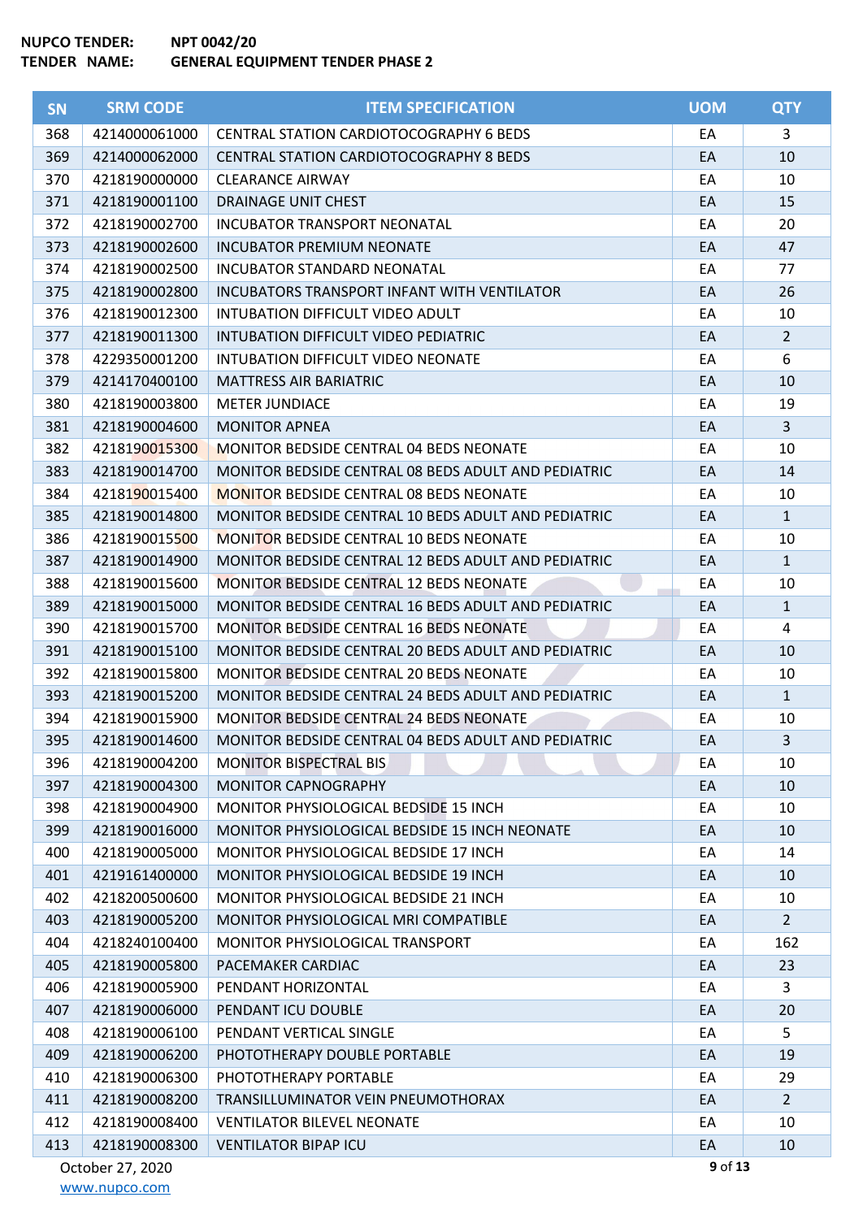**NUPCO TENDER:** NPT 0042/20
**TENDER NAME:** GENERAL EQUIPMENT TENDER PHASE 2

| SN | SRM CODE | ITEM SPECIFICATION | UOM | QTY |
|---|---|---|---|---|
| 368 | 4214000061000 | CENTRAL STATION CARDIOTOCOGRAPHY 6 BEDS | EA | 3 |
| 369 | 4214000062000 | CENTRAL STATION CARDIOTOCOGRAPHY 8 BEDS | EA | 10 |
| 370 | 4218190000000 | CLEARANCE AIRWAY | EA | 10 |
| 371 | 4218190001100 | DRAINAGE UNIT CHEST | EA | 15 |
| 372 | 4218190002700 | INCUBATOR TRANSPORT NEONATAL | EA | 20 |
| 373 | 4218190002600 | INCUBATOR PREMIUM NEONATE | EA | 47 |
| 374 | 4218190002500 | INCUBATOR STANDARD NEONATAL | EA | 77 |
| 375 | 4218190002800 | INCUBATORS TRANSPORT INFANT WITH VENTILATOR | EA | 26 |
| 376 | 4218190012300 | INTUBATION DIFFICULT VIDEO ADULT | EA | 10 |
| 377 | 4218190011300 | INTUBATION DIFFICULT VIDEO PEDIATRIC | EA | 2 |
| 378 | 4229350001200 | INTUBATION DIFFICULT VIDEO NEONATE | EA | 6 |
| 379 | 4214170400100 | MATTRESS AIR BARIATRIC | EA | 10 |
| 380 | 4218190003800 | METER JUNDIACE | EA | 19 |
| 381 | 4218190004600 | MONITOR APNEA | EA | 3 |
| 382 | 4218190015300 | MONITOR BEDSIDE CENTRAL 04 BEDS NEONATE | EA | 10 |
| 383 | 4218190014700 | MONITOR BEDSIDE CENTRAL 08 BEDS ADULT AND PEDIATRIC | EA | 14 |
| 384 | 4218190015400 | MONITOR BEDSIDE CENTRAL 08 BEDS NEONATE | EA | 10 |
| 385 | 4218190014800 | MONITOR BEDSIDE CENTRAL 10 BEDS ADULT AND PEDIATRIC | EA | 1 |
| 386 | 4218190015500 | MONITOR BEDSIDE CENTRAL 10 BEDS NEONATE | EA | 10 |
| 387 | 4218190014900 | MONITOR BEDSIDE CENTRAL 12 BEDS ADULT AND PEDIATRIC | EA | 1 |
| 388 | 4218190015600 | MONITOR BEDSIDE CENTRAL 12 BEDS NEONATE | EA | 10 |
| 389 | 4218190015000 | MONITOR BEDSIDE CENTRAL 16 BEDS ADULT AND PEDIATRIC | EA | 1 |
| 390 | 4218190015700 | MONITOR BEDSIDE CENTRAL 16 BEDS NEONATE | EA | 4 |
| 391 | 4218190015100 | MONITOR BEDSIDE CENTRAL 20 BEDS ADULT AND PEDIATRIC | EA | 10 |
| 392 | 4218190015800 | MONITOR BEDSIDE CENTRAL 20 BEDS NEONATE | EA | 10 |
| 393 | 4218190015200 | MONITOR BEDSIDE CENTRAL 24 BEDS ADULT AND PEDIATRIC | EA | 1 |
| 394 | 4218190015900 | MONITOR BEDSIDE CENTRAL 24 BEDS NEONATE | EA | 10 |
| 395 | 4218190014600 | MONITOR BEDSIDE CENTRAL 04 BEDS ADULT AND PEDIATRIC | EA | 3 |
| 396 | 4218190004200 | MONITOR BISPECTRAL BIS | EA | 10 |
| 397 | 4218190004300 | MONITOR CAPNOGRAPHY | EA | 10 |
| 398 | 4218190004900 | MONITOR PHYSIOLOGICAL BEDSIDE 15 INCH | EA | 10 |
| 399 | 4218190016000 | MONITOR PHYSIOLOGICAL BEDSIDE 15 INCH NEONATE | EA | 10 |
| 400 | 4218190005000 | MONITOR PHYSIOLOGICAL BEDSIDE 17 INCH | EA | 14 |
| 401 | 4219161400000 | MONITOR PHYSIOLOGICAL BEDSIDE 19 INCH | EA | 10 |
| 402 | 4218200500600 | MONITOR PHYSIOLOGICAL BEDSIDE 21 INCH | EA | 10 |
| 403 | 4218190005200 | MONITOR PHYSIOLOGICAL MRI COMPATIBLE | EA | 2 |
| 404 | 4218240100400 | MONITOR PHYSIOLOGICAL TRANSPORT | EA | 162 |
| 405 | 4218190005800 | PACEMAKER CARDIAC | EA | 23 |
| 406 | 4218190005900 | PENDANT HORIZONTAL | EA | 3 |
| 407 | 4218190006000 | PENDANT ICU DOUBLE | EA | 20 |
| 408 | 4218190006100 | PENDANT VERTICAL SINGLE | EA | 5 |
| 409 | 4218190006200 | PHOTOTHERAPY DOUBLE PORTABLE | EA | 19 |
| 410 | 4218190006300 | PHOTOTHERAPY PORTABLE | EA | 29 |
| 411 | 4218190008200 | TRANSILLUMINATOR VEIN PNEUMOTHORAX | EA | 2 |
| 412 | 4218190008400 | VENTILATOR BILEVEL NEONATE | EA | 10 |
| 413 | 4218190008300 | VENTILATOR BIPAP ICU | EA | 10 |

October 27, 2020
www.nupco.com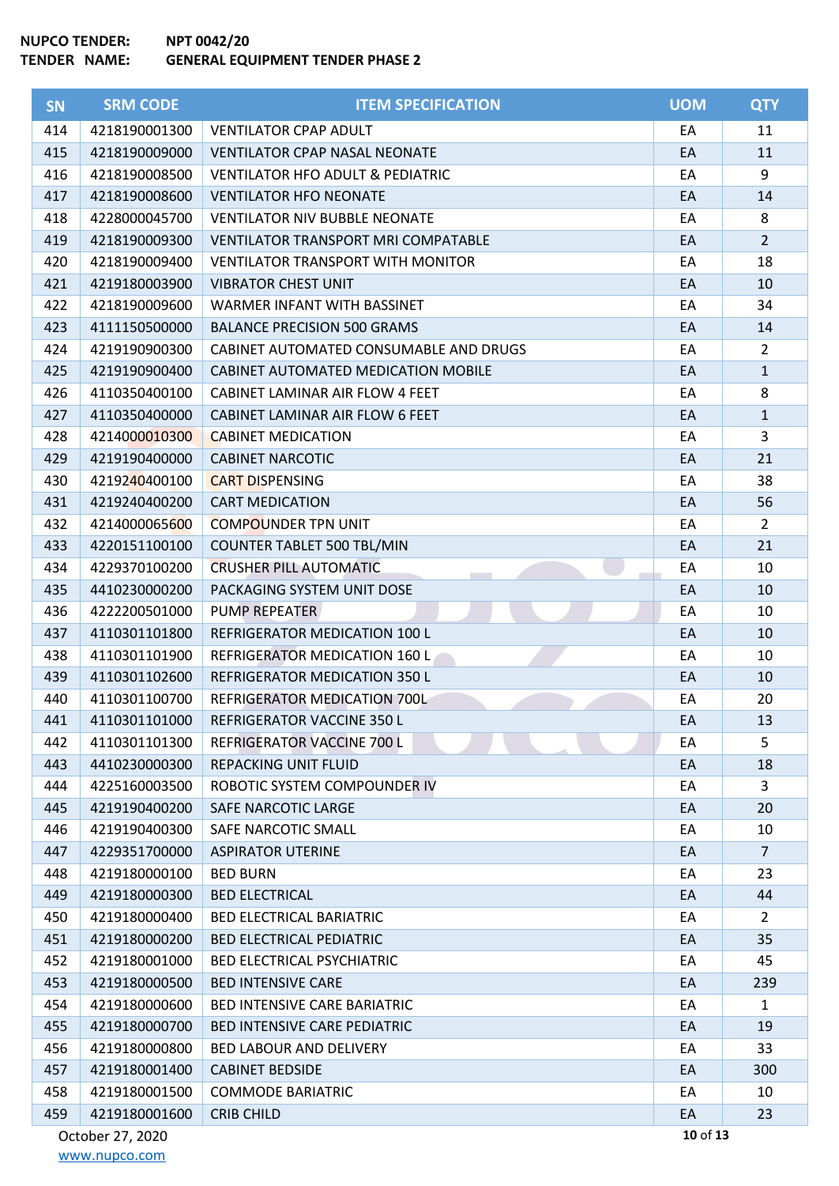**NUPCO TENDER:** NPT 0042/20
**TENDER NAME:** GENERAL EQUIPMENT TENDER PHASE 2

| SN | SRM CODE | ITEM SPECIFICATION | UOM | QTY |
|---|---|---|---|---|
| 414 | 4218190001300 | VENTILATOR CPAP ADULT | EA | 11 |
| 415 | 4218190009000 | VENTILATOR CPAP NASAL NEONATE | EA | 11 |
| 416 | 4218190008500 | VENTILATOR HFO ADULT & PEDIATRIC | EA | 9 |
| 417 | 4218190008600 | VENTILATOR HFO NEONATE | EA | 14 |
| 418 | 4228000045700 | VENTILATOR NIV BUBBLE NEONATE | EA | 8 |
| 419 | 4218190009300 | VENTILATOR TRANSPORT MRI COMPATABLE | EA | 2 |
| 420 | 4218190009400 | VENTILATOR TRANSPORT WITH MONITOR | EA | 18 |
| 421 | 4219180003900 | VIBRATOR CHEST UNIT | EA | 10 |
| 422 | 4218190009600 | WARMER INFANT WITH BASSINET | EA | 34 |
| 423 | 4111150500000 | BALANCE PRECISION 500 GRAMS | EA | 14 |
| 424 | 4219190900300 | CABINET AUTOMATED CONSUMABLE AND DRUGS | EA | 2 |
| 425 | 4219190900400 | CABINET AUTOMATED MEDICATION MOBILE | EA | 1 |
| 426 | 4110350400100 | CABINET LAMINAR AIR FLOW 4 FEET | EA | 8 |
| 427 | 4110350400000 | CABINET LAMINAR AIR FLOW 6 FEET | EA | 1 |
| 428 | 4214000010300 | CABINET MEDICATION | EA | 3 |
| 429 | 4219190400000 | CABINET NARCOTIC | EA | 21 |
| 430 | 4219240400100 | CART DISPENSING | EA | 38 |
| 431 | 4219240400200 | CART MEDICATION | EA | 56 |
| 432 | 4214000065600 | COMPOUNDER TPN UNIT | EA | 2 |
| 433 | 4220151100100 | COUNTER TABLET 500 TBL/MIN | EA | 21 |
| 434 | 4229370100200 | CRUSHER PILL AUTOMATIC | EA | 10 |
| 435 | 4410230000200 | PACKAGING SYSTEM UNIT DOSE | EA | 10 |
| 436 | 4222200501000 | PUMP REPEATER | EA | 10 |
| 437 | 4110301101800 | REFRIGERATOR MEDICATION 100 L | EA | 10 |
| 438 | 4110301101900 | REFRIGERATOR MEDICATION 160 L | EA | 10 |
| 439 | 4110301102600 | REFRIGERATOR MEDICATION 350 L | EA | 10 |
| 440 | 4110301100700 | REFRIGERATOR MEDICATION 700L | EA | 20 |
| 441 | 4110301101000 | REFRIGERATOR VACCINE 350 L | EA | 13 |
| 442 | 4110301101300 | REFRIGERATOR VACCINE 700 L | EA | 5 |
| 443 | 4410230000300 | REPACKING UNIT FLUID | EA | 18 |
| 444 | 4225160003500 | ROBOTIC SYSTEM COMPOUNDER IV | EA | 3 |
| 445 | 4219190400200 | SAFE NARCOTIC LARGE | EA | 20 |
| 446 | 4219190400300 | SAFE NARCOTIC SMALL | EA | 10 |
| 447 | 4229351700000 | ASPIRATOR UTERINE | EA | 7 |
| 448 | 4219180000100 | BED BURN | EA | 23 |
| 449 | 4219180000300 | BED ELECTRICAL | EA | 44 |
| 450 | 4219180000400 | BED ELECTRICAL BARIATRIC | EA | 2 |
| 451 | 4219180000200 | BED ELECTRICAL PEDIATRIC | EA | 35 |
| 452 | 4219180001000 | BED ELECTRICAL PSYCHIATRIC | EA | 45 |
| 453 | 4219180000500 | BED INTENSIVE CARE | EA | 239 |
| 454 | 4219180000600 | BED INTENSIVE CARE BARIATRIC | EA | 1 |
| 455 | 4219180000700 | BED INTENSIVE CARE PEDIATRIC | EA | 19 |
| 456 | 4219180000800 | BED LABOUR AND DELIVERY | EA | 33 |
| 457 | 4219180001400 | CABINET BEDSIDE | EA | 300 |
| 458 | 4219180001500 | COMMODE BARIATRIC | EA | 10 |
| 459 | 4219180001600 | CRIB CHILD | EA | 23 |

October 27, 2020
www.nupco.com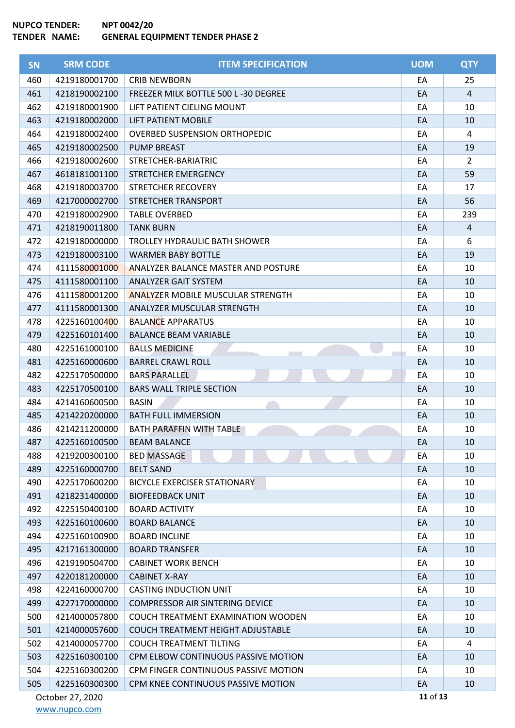**NUPCO TENDER:** NPT 0042/20
**TENDER NAME:** GENERAL EQUIPMENT TENDER PHASE 2

| SN | SRM CODE | ITEM SPECIFICATION | UOM | QTY |
|---|---|---|---|---|
| 460 | 4219180001700 | CRIB NEWBORN | EA | 25 |
| 461 | 4218190002100 | FREEZER MILK BOTTLE 500 L -30 DEGREE | EA | 4 |
| 462 | 4219180001900 | LIFT PATIENT CIELING MOUNT | EA | 10 |
| 463 | 4219180002000 | LIFT PATIENT MOBILE | EA | 10 |
| 464 | 4219180002400 | OVERBED SUSPENSION ORTHOPEDIC | EA | 4 |
| 465 | 4219180002500 | PUMP BREAST | EA | 19 |
| 466 | 4219180002600 | STRETCHER-BARIATRIC | EA | 2 |
| 467 | 4618181001100 | STRETCHER EMERGENCY | EA | 59 |
| 468 | 4219180003700 | STRETCHER RECOVERY | EA | 17 |
| 469 | 4217000002700 | STRETCHER TRANSPORT | EA | 56 |
| 470 | 4219180002900 | TABLE OVERBED | EA | 239 |
| 471 | 4218190011800 | TANK BURN | EA | 4 |
| 472 | 4219180000000 | TROLLEY HYDRAULIC BATH SHOWER | EA | 6 |
| 473 | 4219180003100 | WARMER BABY BOTTLE | EA | 19 |
| 474 | 4111580001000 | ANALYZER BALANCE MASTER AND POSTURE | EA | 10 |
| 475 | 4111580001100 | ANALYZER GAIT SYSTEM | EA | 10 |
| 476 | 4111580001200 | ANALYZER MOBILE MUSCULAR STRENGTH | EA | 10 |
| 477 | 4111580001300 | ANALYZER MUSCULAR STRENGTH | EA | 10 |
| 478 | 4225160100400 | BALANCE APPARATUS | EA | 10 |
| 479 | 4225160101400 | BALANCE BEAM VARIABLE | EA | 10 |
| 480 | 4225161000100 | BALLS MEDICINE | EA | 10 |
| 481 | 4225160000600 | BARREL CRAWL ROLL | EA | 10 |
| 482 | 4225170500000 | BARS PARALLEL | EA | 10 |
| 483 | 4225170500100 | BARS WALL TRIPLE SECTION | EA | 10 |
| 484 | 4214160600500 | BASIN | EA | 10 |
| 485 | 4214220200000 | BATH FULL IMMERSION | EA | 10 |
| 486 | 4214211200000 | BATH PARAFFIN WITH TABLE | EA | 10 |
| 487 | 4225160100500 | BEAM BALANCE | EA | 10 |
| 488 | 4219200300100 | BED MASSAGE | EA | 10 |
| 489 | 4225160000700 | BELT SAND | EA | 10 |
| 490 | 4225170600200 | BICYCLE EXERCISER STATIONARY | EA | 10 |
| 491 | 4218231400000 | BIOFEEDBACK UNIT | EA | 10 |
| 492 | 4225150400100 | BOARD ACTIVITY | EA | 10 |
| 493 | 4225160100600 | BOARD BALANCE | EA | 10 |
| 494 | 4225160100900 | BOARD INCLINE | EA | 10 |
| 495 | 4217161300000 | BOARD TRANSFER | EA | 10 |
| 496 | 4219190504700 | CABINET WORK BENCH | EA | 10 |
| 497 | 4220181200000 | CABINET X-RAY | EA | 10 |
| 498 | 4224160000700 | CASTING INDUCTION UNIT | EA | 10 |
| 499 | 4227170000000 | COMPRESSOR AIR SINTERING DEVICE | EA | 10 |
| 500 | 4214000057800 | COUCH TREATMENT EXAMINATION WOODEN | EA | 10 |
| 501 | 4214000057600 | COUCH TREATMENT HEIGHT ADJUSTABLE | EA | 10 |
| 502 | 4214000057700 | COUCH TREATMENT TILTING | EA | 4 |
| 503 | 4225160300100 | CPM ELBOW CONTINUOUS PASSIVE MOTION | EA | 10 |
| 504 | 4225160300200 | CPM FINGER CONTINUOUS PASSIVE MOTION | EA | 10 |
| 505 | 4225160300300 | CPM KNEE CONTINUOUS PASSIVE MOTION | EA | 10 |

October 27, 2020
www.nupco.com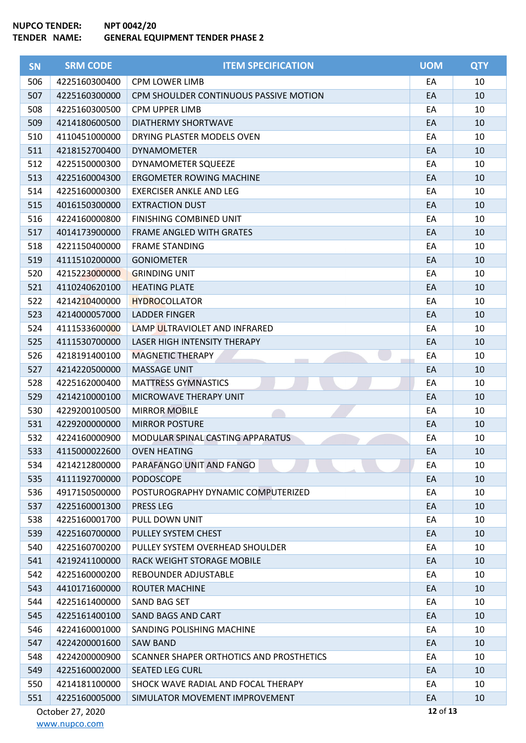**NUPCO TENDER:** NPT 0042/20
**TENDER NAME:** GENERAL EQUIPMENT TENDER PHASE 2

| SN | SRM CODE | ITEM SPECIFICATION | UOM | QTY |
|---|---|---|---|---|
| 506 | 4225160300400 | CPM LOWER LIMB | EA | 10 |
| 507 | 4225160300000 | CPM SHOULDER CONTINUOUS PASSIVE MOTION | EA | 10 |
| 508 | 4225160300500 | CPM UPPER LIMB | EA | 10 |
| 509 | 4214180600500 | DIATHERMY SHORTWAVE | EA | 10 |
| 510 | 4110451000000 | DRYING PLASTER MODELS OVEN | EA | 10 |
| 511 | 4218152700400 | DYNAMOMETER | EA | 10 |
| 512 | 4225150000300 | DYNAMOMETER SQUEEZE | EA | 10 |
| 513 | 4225160004300 | ERGOMETER ROWING MACHINE | EA | 10 |
| 514 | 4225160000300 | EXERCISER ANKLE AND LEG | EA | 10 |
| 515 | 4016150300000 | EXTRACTION DUST | EA | 10 |
| 516 | 4224160000800 | FINISHING COMBINED UNIT | EA | 10 |
| 517 | 4014173900000 | FRAME ANGLED WITH GRATES | EA | 10 |
| 518 | 4221150400000 | FRAME STANDING | EA | 10 |
| 519 | 4111510200000 | GONIOMETER | EA | 10 |
| 520 | 4215223000000 | GRINDING UNIT | EA | 10 |
| 521 | 4110240620100 | HEATING PLATE | EA | 10 |
| 522 | 4214210400000 | HYDROCOLLATOR | EA | 10 |
| 523 | 4214000057000 | LADDER FINGER | EA | 10 |
| 524 | 4111533600000 | LAMP ULTRAVIOLET AND INFRARED | EA | 10 |
| 525 | 4111530700000 | LASER HIGH INTENSITY THERAPY | EA | 10 |
| 526 | 4218191400100 | MAGNETIC THERAPY | EA | 10 |
| 527 | 4214220500000 | MASSAGE UNIT | EA | 10 |
| 528 | 4225162000400 | MATTRESS GYMNASTICS | EA | 10 |
| 529 | 4214210000100 | MICROWAVE THERAPY UNIT | EA | 10 |
| 530 | 4229200100500 | MIRROR MOBILE | EA | 10 |
| 531 | 4229200000000 | MIRROR POSTURE | EA | 10 |
| 532 | 4224160000900 | MODULAR SPINAL CASTING APPARATUS | EA | 10 |
| 533 | 4115000022600 | OVEN HEATING | EA | 10 |
| 534 | 4214212800000 | PARAFANGO UNIT AND FANGO | EA | 10 |
| 535 | 4111192700000 | PODOSCOPE | EA | 10 |
| 536 | 4917150500000 | POSTUROGRAPHY DYNAMIC COMPUTERIZED | EA | 10 |
| 537 | 4225160001300 | PRESS LEG | EA | 10 |
| 538 | 4225160001700 | PULL DOWN UNIT | EA | 10 |
| 539 | 4225160700000 | PULLEY SYSTEM CHEST | EA | 10 |
| 540 | 4225160700200 | PULLEY SYSTEM OVERHEAD SHOULDER | EA | 10 |
| 541 | 4219241100000 | RACK WEIGHT STORAGE MOBILE | EA | 10 |
| 542 | 4225160000200 | REBOUNDER ADJUSTABLE | EA | 10 |
| 543 | 4410171600000 | ROUTER MACHINE | EA | 10 |
| 544 | 4225161400000 | SAND BAG SET | EA | 10 |
| 545 | 4225161400100 | SAND BAGS AND CART | EA | 10 |
| 546 | 4224160001000 | SANDING POLISHING MACHINE | EA | 10 |
| 547 | 4224200001600 | SAW BAND | EA | 10 |
| 548 | 4224200000900 | SCANNER SHAPER ORTHOTICS AND PROSTHETICS | EA | 10 |
| 549 | 4225160002000 | SEATED LEG CURL | EA | 10 |
| 550 | 4214181100000 | SHOCK WAVE RADIAL AND FOCAL THERAPY | EA | 10 |
| 551 | 4225160005000 | SIMULATOR MOVEMENT IMPROVEMENT | EA | 10 |

October 27, 2020
www.nupco.com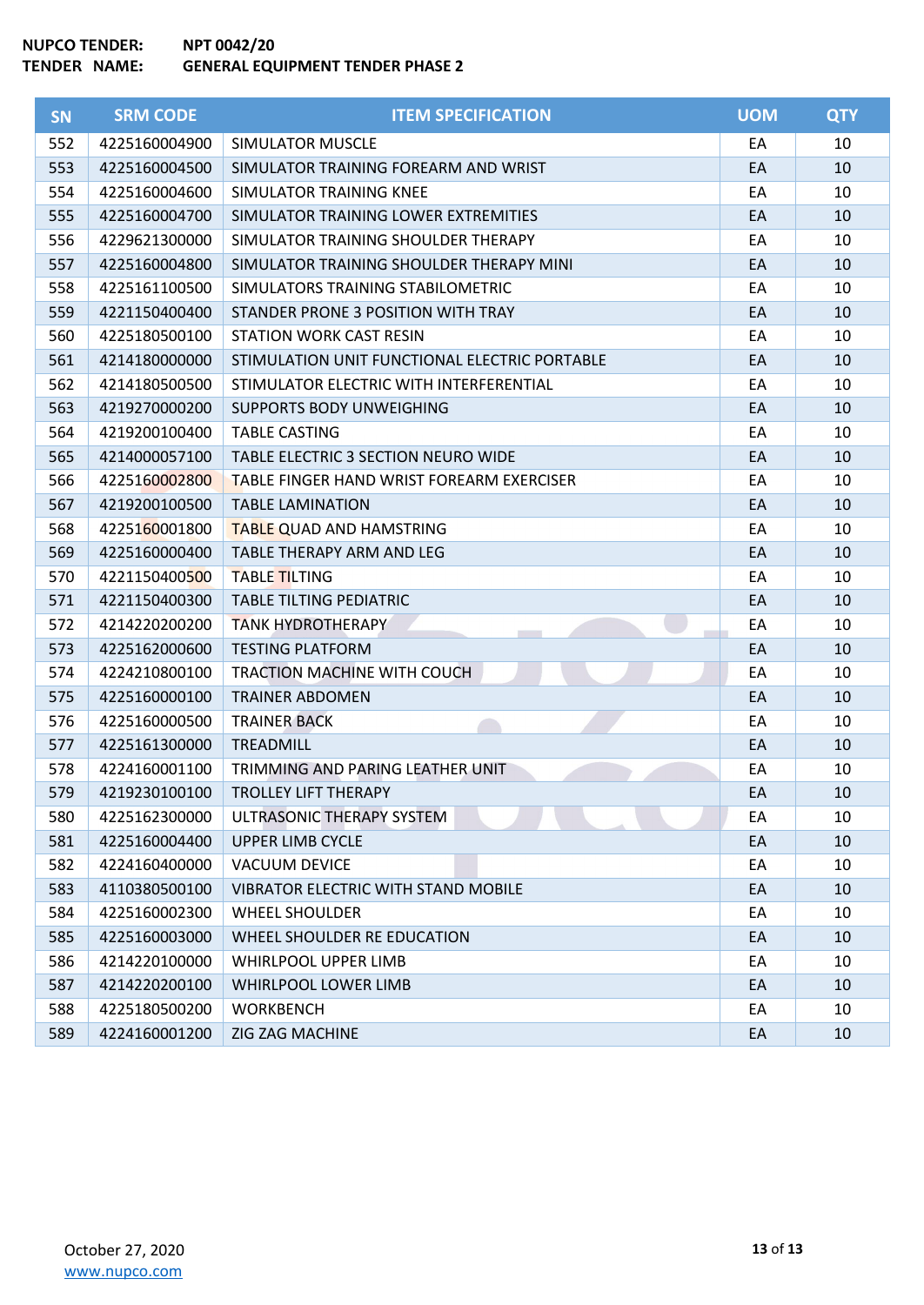**NUPCO TENDER:** NPT 0042/20
**TENDER NAME:** GENERAL EQUIPMENT TENDER PHASE 2

| SN | SRM CODE | ITEM SPECIFICATION | UOM | QTY |
|---|---|---|---|---|
| 552 | 4225160004900 | SIMULATOR MUSCLE | EA | 10 |
| 553 | 4225160004500 | SIMULATOR TRAINING FOREARM AND WRIST | EA | 10 |
| 554 | 4225160004600 | SIMULATOR TRAINING KNEE | EA | 10 |
| 555 | 4225160004700 | SIMULATOR TRAINING LOWER EXTREMITIES | EA | 10 |
| 556 | 4229621300000 | SIMULATOR TRAINING SHOULDER THERAPY | EA | 10 |
| 557 | 4225160004800 | SIMULATOR TRAINING SHOULDER THERAPY MINI | EA | 10 |
| 558 | 4225161100500 | SIMULATORS TRAINING STABILOMETRIC | EA | 10 |
| 559 | 4221150400400 | STANDER PRONE 3 POSITION WITH TRAY | EA | 10 |
| 560 | 4225180500100 | STATION WORK CAST RESIN | EA | 10 |
| 561 | 4214180000000 | STIMULATION UNIT FUNCTIONAL ELECTRIC PORTABLE | EA | 10 |
| 562 | 4214180500500 | STIMULATOR ELECTRIC WITH INTERFERENTIAL | EA | 10 |
| 563 | 4219270000200 | SUPPORTS BODY UNWEIGHING | EA | 10 |
| 564 | 4219200100400 | TABLE CASTING | EA | 10 |
| 565 | 4214000057100 | TABLE ELECTRIC 3 SECTION NEURO WIDE | EA | 10 |
| 566 | 4225160002800 | TABLE FINGER HAND WRIST FOREARM EXERCISER | EA | 10 |
| 567 | 4219200100500 | TABLE LAMINATION | EA | 10 |
| 568 | 4225160001800 | TABLE QUAD AND HAMSTRING | EA | 10 |
| 569 | 4225160000400 | TABLE THERAPY ARM AND LEG | EA | 10 |
| 570 | 4221150400500 | TABLE TILTING | EA | 10 |
| 571 | 4221150400300 | TABLE TILTING PEDIATRIC | EA | 10 |
| 572 | 4214220200200 | TANK HYDROTHERAPY | EA | 10 |
| 573 | 4225162000600 | TESTING PLATFORM | EA | 10 |
| 574 | 4224210800100 | TRACTION MACHINE WITH COUCH | EA | 10 |
| 575 | 4225160000100 | TRAINER ABDOMEN | EA | 10 |
| 576 | 4225160000500 | TRAINER BACK | EA | 10 |
| 577 | 4225161300000 | TREADMILL | EA | 10 |
| 578 | 4224160001100 | TRIMMING AND PARING LEATHER UNIT | EA | 10 |
| 579 | 4219230100100 | TROLLEY LIFT THERAPY | EA | 10 |
| 580 | 4225162300000 | ULTRASONIC THERAPY SYSTEM | EA | 10 |
| 581 | 4225160004400 | UPPER LIMB CYCLE | EA | 10 |
| 582 | 4224160400000 | VACUUM DEVICE | EA | 10 |
| 583 | 4110380500100 | VIBRATOR ELECTRIC WITH STAND MOBILE | EA | 10 |
| 584 | 4225160002300 | WHEEL SHOULDER | EA | 10 |
| 585 | 4225160003000 | WHEEL SHOULDER RE EDUCATION | EA | 10 |
| 586 | 4214220100000 | WHIRLPOOL UPPER LIMB | EA | 10 |
| 587 | 4214220200100 | WHIRLPOOL LOWER LIMB | EA | 10 |
| 588 | 4225180500200 | WORKBENCH | EA | 10 |
| 589 | 4224160001200 | ZIG ZAG MACHINE | EA | 10 |

October 27, 2020
www.nupco.com